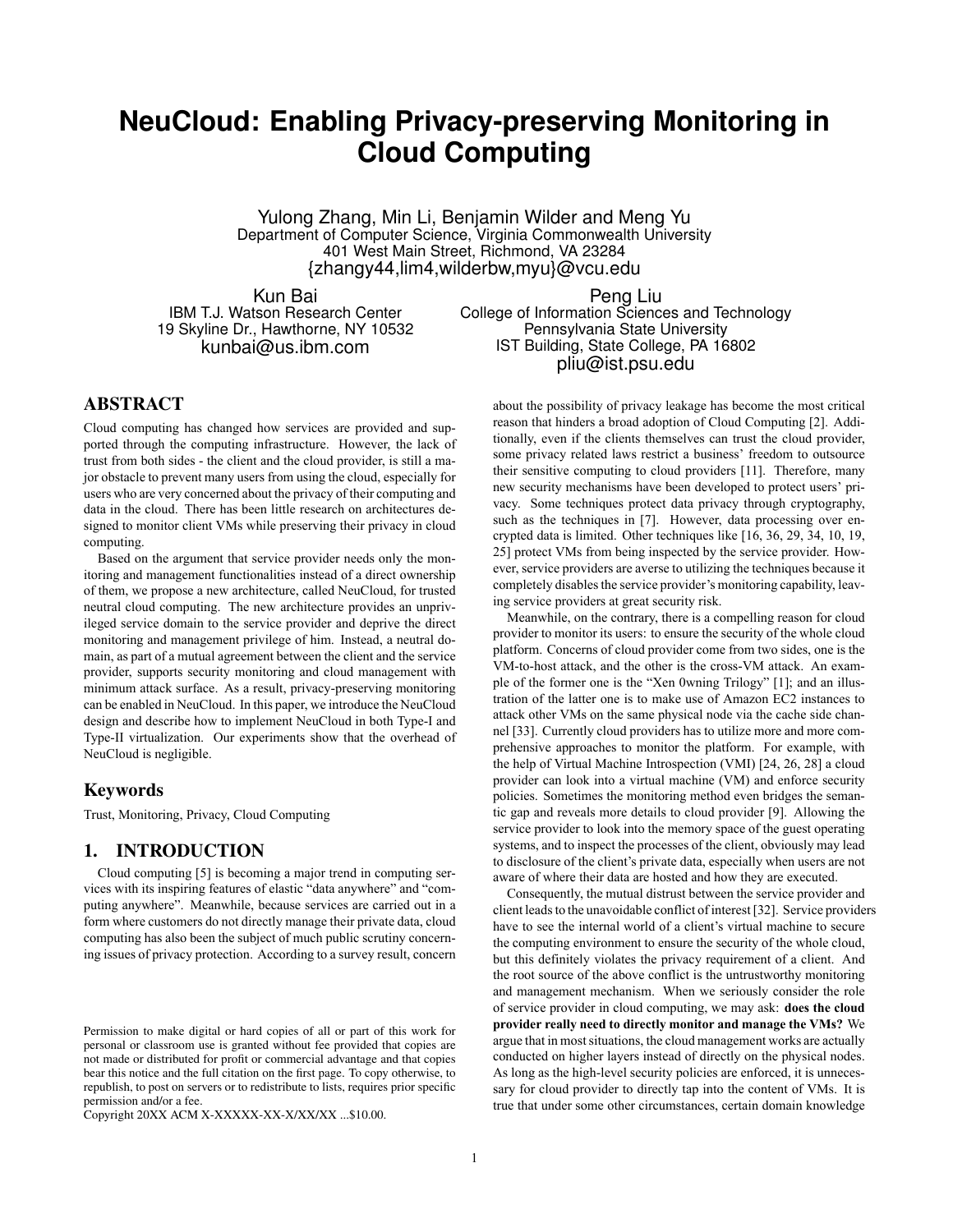# NeuCloud: Enabling Privacy-preserving Monitoring in Cloud Computing

Yulong Zhang, Min Li, Benjamin Wilder and Meng Yu
Department of Computer Science, Virginia Commonwealth University
401 West Main Street, Richmond, VA 23284
{zhangy44,lim4,wilderbw,myu}@vcu.edu

Kun Bai
IBM T.J. Watson Research Center
19 Skyline Dr., Hawthorne, NY 10532
kunbai@us.ibm.com

Peng Liu
College of Information Sciences and Technology
Pennsylvania State University
IST Building, State College, PA 16802
pliu@ist.psu.edu

## ABSTRACT

Cloud computing has changed how services are provided and supported through the computing infrastructure. However, the lack of trust from both sides - the client and the cloud provider, is still a major obstacle to prevent many users from using the cloud, especially for users who are very concerned about the privacy of their computing and data in the cloud. There has been little research on architectures designed to monitor client VMs while preserving their privacy in cloud computing.

Based on the argument that service provider needs only the monitoring and management functionalities instead of a direct ownership of them, we propose a new architecture, called NeuCloud, for trusted neutral cloud computing. The new architecture provides an unprivileged service domain to the service provider and deprive the direct monitoring and management privilege of him. Instead, a neutral domain, as part of a mutual agreement between the client and the service provider, supports security monitoring and cloud management with minimum attack surface. As a result, privacy-preserving monitoring can be enabled in NeuCloud. In this paper, we introduce the NeuCloud design and describe how to implement NeuCloud in both Type-I and Type-II virtualization. Our experiments show that the overhead of NeuCloud is negligible.

## Keywords

Trust, Monitoring, Privacy, Cloud Computing

## 1. INTRODUCTION

Cloud computing [5] is becoming a major trend in computing services with its inspiring features of elastic "data anywhere" and "computing anywhere". Meanwhile, because services are carried out in a form where customers do not directly manage their private data, cloud computing has also been the subject of much public scrutiny concerning issues of privacy protection. According to a survey result, concern about the possibility of privacy leakage has become the most critical reason that hinders a broad adoption of Cloud Computing [2]. Additionally, even if the clients themselves can trust the cloud provider, some privacy related laws restrict a business' freedom to outsource their sensitive computing to cloud providers [11]. Therefore, many new security mechanisms have been developed to protect users' privacy. Some techniques protect data privacy through cryptography, such as the techniques in [7]. However, data processing over encrypted data is limited. Other techniques like [16, 36, 29, 34, 10, 19, 25] protect VMs from being inspected by the service provider. However, service providers are averse to utilizing the techniques because it completely disables the service provider's monitoring capability, leaving service providers at great security risk.

Meanwhile, on the contrary, there is a compelling reason for cloud provider to monitor its users: to ensure the security of the whole cloud platform. Concerns of cloud provider come from two sides, one is the VM-to-host attack, and the other is the cross-VM attack. An example of the former one is the "Xen 0wning Trilogy" [1]; and an illustration of the latter one is to make use of Amazon EC2 instances to attack other VMs on the same physical node via the cache side channel [33]. Currently cloud providers has to utilize more and more comprehensive approaches to monitor the platform. For example, with the help of Virtual Machine Introspection (VMI) [24, 26, 28] a cloud provider can look into a virtual machine (VM) and enforce security policies. Sometimes the monitoring method even bridges the semantic gap and reveals more details to cloud provider [9]. Allowing the service provider to look into the memory space of the guest operating systems, and to inspect the processes of the client, obviously may lead to disclosure of the client's private data, especially when users are not aware of where their data are hosted and how they are executed.

Consequently, the mutual distrust between the service provider and client leads to the unavoidable conflict of interest [32]. Service providers have to see the internal world of a client's virtual machine to secure the computing environment to ensure the security of the whole cloud, but this definitely violates the privacy requirement of a client. And the root source of the above conflict is the untrustworthy monitoring and management mechanism. When we seriously consider the role of service provider in cloud computing, we may ask: **does the cloud provider really need to directly monitor and manage the VMs?** We argue that in most situations, the cloud management works are actually conducted on higher layers instead of directly on the physical nodes. As long as the high-level security policies are enforced, it is unnecessary for cloud provider to directly tap into the content of VMs. It is true that under some other circumstances, certain domain knowledge

Permission to make digital or hard copies of all or part of this work for personal or classroom use is granted without fee provided that copies are not made or distributed for profit or commercial advantage and that copies bear this notice and the full citation on the first page. To copy otherwise, to republish, to post on servers or to redistribute to lists, requires prior specific permission and/or a fee.
Copyright 20XX ACM X-XXXXX-XX-X/XX/XX ...$10.00.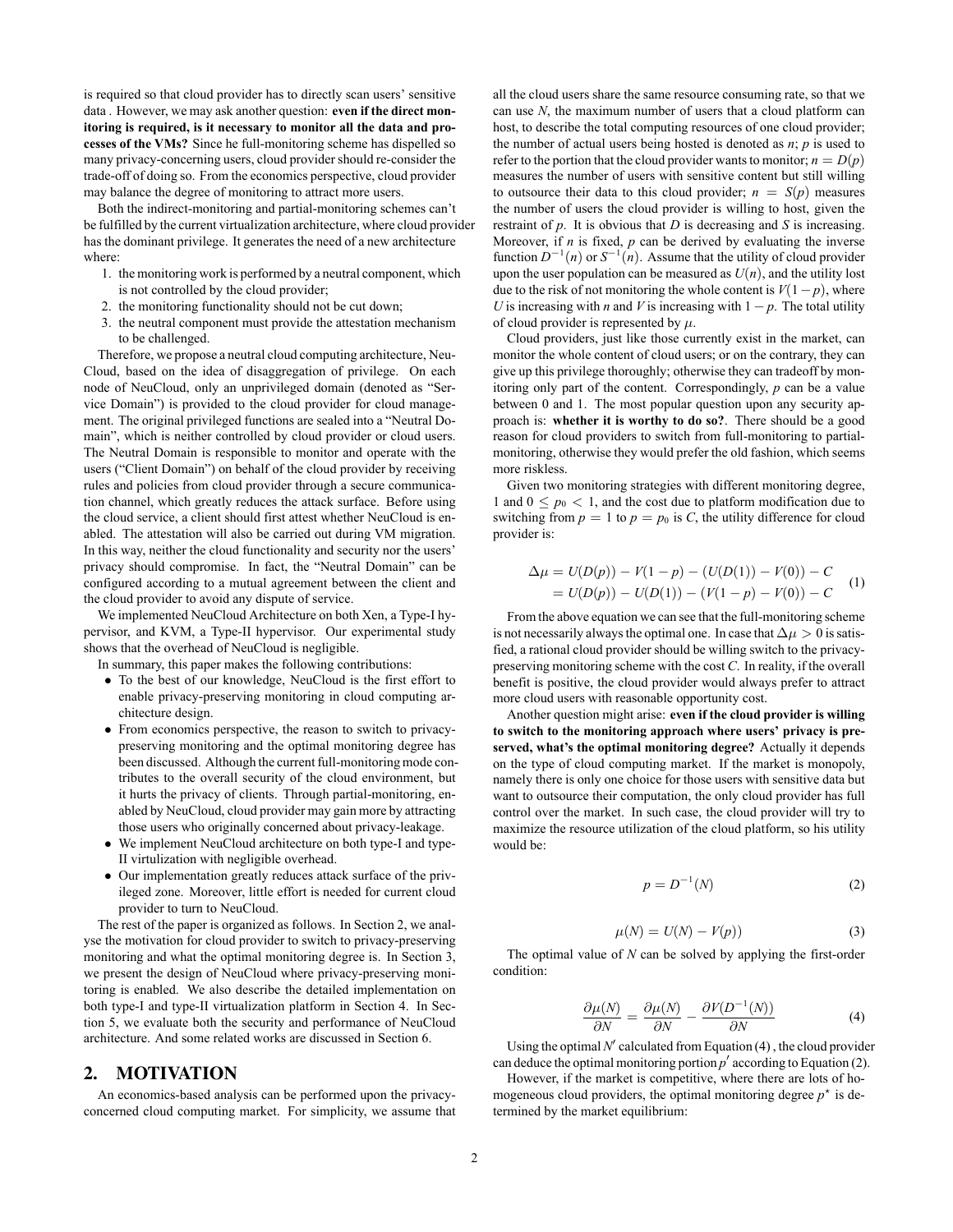is required so that cloud provider has to directly scan users' sensitive data . However, we may ask another question: **even if the direct monitoring is required, is it necessary to monitor all the data and processes of the VMs?** Since he full-monitoring scheme has dispelled so many privacy-concerning users, cloud provider should re-consider the trade-off of doing so. From the economics perspective, cloud provider may balance the degree of monitoring to attract more users.

Both the indirect-monitoring and partial-monitoring schemes can't be fulfilled by the current virtualization architecture, where cloud provider has the dominant privilege. It generates the need of a new architecture where:

1. the monitoring work is performed by a neutral component, which is not controlled by the cloud provider;
2. the monitoring functionality should not be cut down;
3. the neutral component must provide the attestation mechanism to be challenged.

Therefore, we propose a neutral cloud computing architecture, NeuCloud, based on the idea of disaggregation of privilege. On each node of NeuCloud, only an unprivileged domain (denoted as "Service Domain") is provided to the cloud provider for cloud management. The original privileged functions are sealed into a "Neutral Domain", which is neither controlled by cloud provider or cloud users. The Neutral Domain is responsible to monitor and operate with the users ("Client Domain") on behalf of the cloud provider by receiving rules and policies from cloud provider through a secure communication channel, which greatly reduces the attack surface. Before using the cloud service, a client should first attest whether NeuCloud is enabled. The attestation will also be carried out during VM migration. In this way, neither the cloud functionality and security nor the users' privacy should compromise. In fact, the "Neutral Domain" can be configured according to a mutual agreement between the client and the cloud provider to avoid any dispute of service.

We implemented NeuCloud Architecture on both Xen, a Type-I hypervisor, and KVM, a Type-II hypervisor. Our experimental study shows that the overhead of NeuCloud is negligible.

In summary, this paper makes the following contributions:

- To the best of our knowledge, NeuCloud is the first effort to enable privacy-preserving monitoring in cloud computing architecture design.
- From economics perspective, the reason to switch to privacy-preserving monitoring and the optimal monitoring degree has been discussed. Although the current full-monitoring mode contributes to the overall security of the cloud environment, but it hurts the privacy of clients. Through partial-monitoring, enabled by NeuCloud, cloud provider may gain more by attracting those users who originally concerned about privacy-leakage.
- We implement NeuCloud architecture on both type-I and type-II virtulization with negligible overhead.
- Our implementation greatly reduces attack surface of the privileged zone. Moreover, little effort is needed for current cloud provider to turn to NeuCloud.

The rest of the paper is organized as follows. In Section 2, we analyse the motivation for cloud provider to switch to privacy-preserving monitoring and what the optimal monitoring degree is. In Section 3, we present the design of NeuCloud where privacy-preserving monitoring is enabled. We also describe the detailed implementation on both type-I and type-II virtualization platform in Section 4. In Section 5, we evaluate both the security and performance of NeuCloud architecture. And some related works are discussed in Section 6.

## 2. MOTIVATION

An economics-based analysis can be performed upon the privacy-concerned cloud computing market. For simplicity, we assume that all the cloud users share the same resource consuming rate, so that we can use $N$, the maximum number of users that a cloud platform can host, to describe the total computing resources of one cloud provider; the number of actual users being hosted is denoted as $n$; $p$ is used to refer to the portion that the cloud provider wants to monitor; $n = D(p)$ measures the number of users with sensitive content but still willing to outsource their data to this cloud provider; $n = S(p)$ measures the number of users the cloud provider is willing to host, given the restraint of $p$. It is obvious that $D$ is decreasing and $S$ is increasing. Moreover, if $n$ is fixed, $p$ can be derived by evaluating the inverse function $D^{-1}(n)$ or $S^{-1}(n)$. Assume that the utility of cloud provider upon the user population can be measured as $U(n)$, and the utility lost due to the risk of not monitoring the whole content is $V(1-p)$, where $U$ is increasing with $n$ and $V$ is increasing with $1-p$. The total utility of cloud provider is represented by $\mu$.

Cloud providers, just like those currently exist in the market, can monitor the whole content of cloud users; or on the contrary, they can give up this privilege thoroughly; otherwise they can tradeoff by monitoring only part of the content. Correspondingly, $p$ can be a value between 0 and 1. The most popular question upon any security approach is: **whether it is worthy to do so?**. There should be a good reason for cloud providers to switch from full-monitoring to partial-monitoring, otherwise they would prefer the old fashion, which seems more riskless.

Given two monitoring strategies with different monitoring degree, 1 and $0 \leq p_0 < 1$, and the cost due to platform modification due to switching from $p = 1$ to $p = p_0$ is $C$, the utility difference for cloud provider is:

$$
\begin{aligned}
\Delta\mu &= U(D(p)) - V(1-p) - (U(D(1)) - V(0)) - C \\
&= U(D(p)) - U(D(1)) - (V(1-p) - V(0)) - C
\end{aligned}
\tag{1}
$$

From the above equation we can see that the full-monitoring scheme is not necessarily always the optimal one. In case that $\Delta\mu > 0$ is satisfied, a rational cloud provider should be willing switch to the privacy-preserving monitoring scheme with the cost $C$. In reality, if the overall benefit is positive, the cloud provider would always prefer to attract more cloud users with reasonable opportunity cost.

Another question might arise: **even if the cloud provider is willing to switch to the monitoring approach where users' privacy is preserved, what's the optimal monitoring degree?** Actually it depends on the type of cloud computing market. If the market is monopoly, namely there is only one choice for those users with sensitive data but want to outsource their computation, the only cloud provider has full control over the market. In such case, the cloud provider will try to maximize the resource utilization of the cloud platform, so his utility would be:

$$
p = D^{-1}(N) \tag{2}
$$

$$
\mu(N) = U(N) - V(p)) \tag{3}
$$

The optimal value of $N$ can be solved by applying the first-order condition:

$$
\frac{\partial\mu(N)}{\partial N} = \frac{\partial\mu(N)}{\partial N} - \frac{\partial V(D^{-1}(N))}{\partial N} \tag{4}
$$

Using the optimal $N'$ calculated from Equation (4) , the cloud provider can deduce the optimal monitoring portion $p'$ according to Equation (2).

However, if the market is competitive, where there are lots of homogeneous cloud providers, the optimal monitoring degree $p^{\star}$ is determined by the market equilibrium: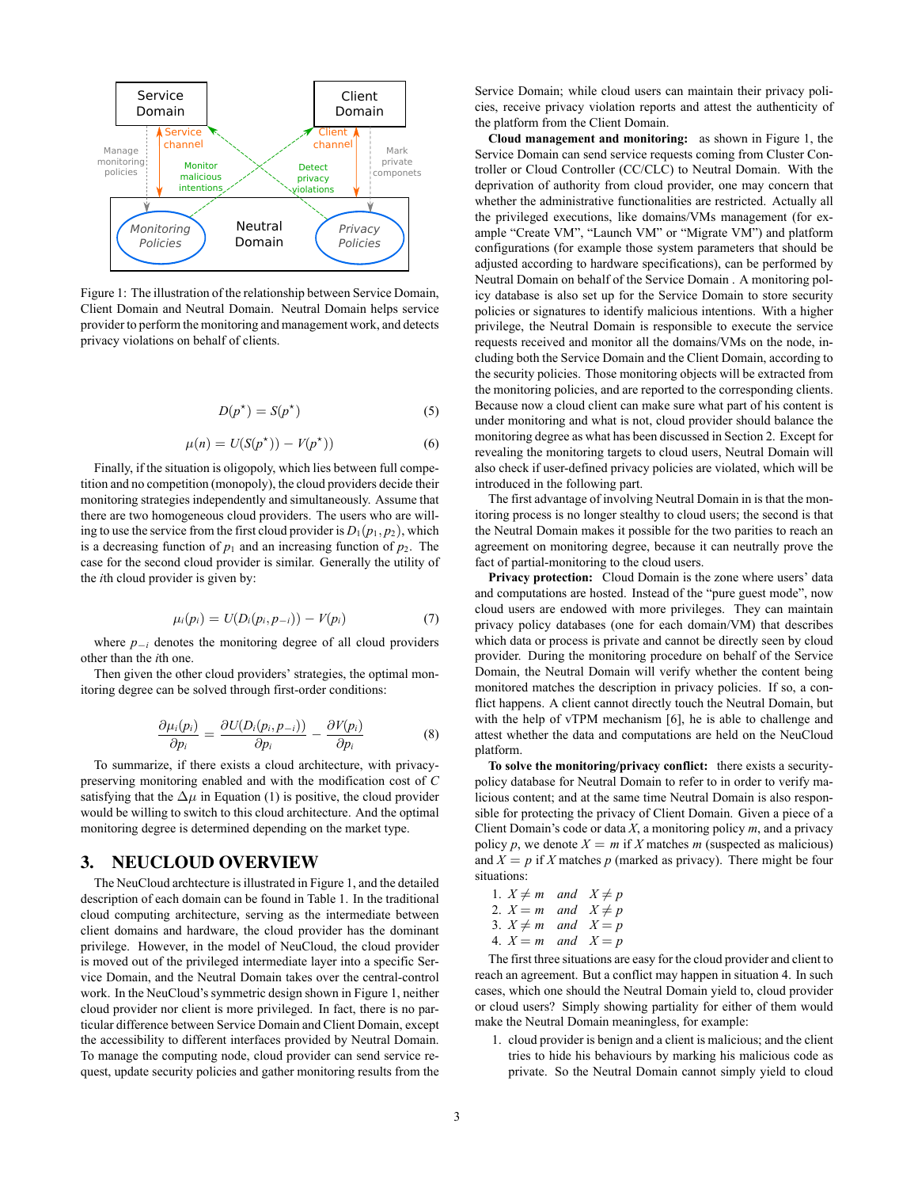Figure 1: The illustration of the relationship between Service Domain, Client Domain and Neutral Domain. Neutral Domain helps service provider to perform the monitoring and management work, and detects privacy violations on behalf of clients.

$$D(p^\star) = S(p^\star) \tag{5}$$

$$\mu(n) = U(S(p^\star)) - V(p^\star)) \tag{6}$$

Finally, if the situation is oligopoly, which lies between full competition and no competition (monopoly), the cloud providers decide their monitoring strategies independently and simultaneously. Assume that there are two homogeneous cloud providers. The users who are willing to use the service from the first cloud provider is $D_1(p_1, p_2)$, which is a decreasing function of $p_1$ and an increasing function of $p_2$. The case for the second cloud provider is similar. Generally the utility of the $i$th cloud provider is given by:

$$\mu_i(p_i) = U(D_i(p_i, p_{-i})) - V(p_i) \tag{7}$$

where $p_{-i}$ denotes the monitoring degree of all cloud providers other than the $i$th one.

Then given the other cloud providers' strategies, the optimal monitoring degree can be solved through first-order conditions:

$$\frac{\partial \mu_i(p_i)}{\partial p_i} = \frac{\partial U(D_i(p_i, p_{-i}))}{\partial p_i} - \frac{\partial V(p_i)}{\partial p_i} \tag{8}$$

To summarize, if there exists a cloud architecture, with privacy-preserving monitoring enabled and with the modification cost of $C$ satisfying that the $\Delta\mu$ in Equation (1) is positive, the cloud provider would be willing to switch to this cloud architecture. And the optimal monitoring degree is determined depending on the market type.

## 3. NEUCLOUD OVERVIEW

The NeuCloud archtecture is illustrated in Figure 1, and the detailed description of each domain can be found in Table 1. In the traditional cloud computing architecture, serving as the intermediate between client domains and hardware, the cloud provider has the dominant privilege. However, in the model of NeuCloud, the cloud provider is moved out of the privileged intermediate layer into a specific Service Domain, and the Neutral Domain takes over the central-control work. In the NeuCloud's symmetric design shown in Figure 1, neither cloud provider nor client is more privileged. In fact, there is no particular difference between Service Domain and Client Domain, except the accessibility to different interfaces provided by Neutral Domain. To manage the computing node, cloud provider can send service request, update security policies and gather monitoring results from the Service Domain; while cloud users can maintain their privacy policies, receive privacy violation reports and attest the authenticity of the platform from the Client Domain.

**Cloud management and monitoring:** as shown in Figure 1, the Service Domain can send service requests coming from Cluster Controller or Cloud Controller (CC/CLC) to Neutral Domain. With the deprivation of authority from cloud provider, one may concern that whether the administrative functionalities are restricted. Actually all the privileged executions, like domains/VMs management (for example "Create VM", "Launch VM" or "Migrate VM") and platform configurations (for example those system parameters that should be adjusted according to hardware specifications), can be performed by Neutral Domain on behalf of the Service Domain . A monitoring policy database is also set up for the Service Domain to store security policies or signatures to identify malicious intentions. With a higher privilege, the Neutral Domain is responsible to execute the service requests received and monitor all the domains/VMs on the node, including both the Service Domain and the Client Domain, according to the security policies. Those monitoring objects will be extracted from the monitoring policies, and are reported to the corresponding clients. Because now a cloud client can make sure what part of his content is under monitoring and what is not, cloud provider should balance the monitoring degree as what has been discussed in Section 2. Except for revealing the monitoring targets to cloud users, Neutral Domain will also check if user-defined privacy policies are violated, which will be introduced in the following part.

The first advantage of involving Neutral Domain in is that the monitoring process is no longer stealthy to cloud users; the second is that the Neutral Domain makes it possible for the two parities to reach an agreement on monitoring degree, because it can neutrally prove the fact of partial-monitoring to the cloud users.

**Privacy protection:** Cloud Domain is the zone where users' data and computations are hosted. Instead of the "pure guest mode", now cloud users are endowed with more privileges. They can maintain privacy policy databases (one for each domain/VM) that describes which data or process is private and cannot be directly seen by cloud provider. During the monitoring procedure on behalf of the Service Domain, the Neutral Domain will verify whether the content being monitored matches the description in privacy policies. If so, a conflict happens. A client cannot directly touch the Neutral Domain, but with the help of vTPM mechanism [6], he is able to challenge and attest whether the data and computations are held on the NeuCloud platform.

**To solve the monitoring/privacy conflict:** there exists a security-policy database for Neutral Domain to refer to in order to verify malicious content; and at the same time Neutral Domain is also responsible for protecting the privacy of Client Domain. Given a piece of a Client Domain's code or data $X$, a monitoring policy $m$, and a privacy policy $p$, we denote $X = m$ if $X$ matches $m$ (suspected as malicious) and $X = p$ if $X$ matches $p$ (marked as privacy). There might be four situations:

1. $X \neq m$ and $X \neq p$
2. $X = m$ and $X \neq p$
3. $X \neq m$ and $X = p$
4. $X = m$ and $X = p$

The first three situations are easy for the cloud provider and client to reach an agreement. But a conflict may happen in situation 4. In such cases, which one should the Neutral Domain yield to, cloud provider or cloud users? Simply showing partiality for either of them would make the Neutral Domain meaningless, for example:

1. cloud provider is benign and a client is malicious; and the client tries to hide his behaviours by marking his malicious code as private. So the Neutral Domain cannot simply yield to cloud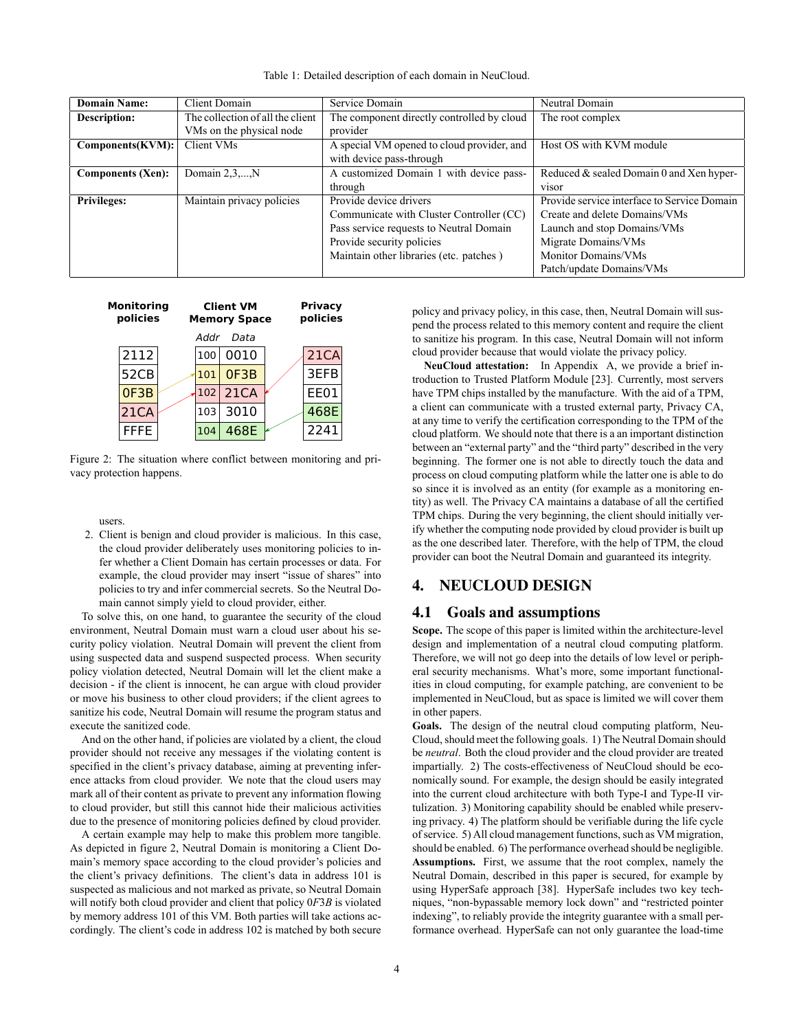Table 1: Detailed description of each domain in NeuCloud.

| **Domain Name:** | Client Domain | Service Domain | Neutral Domain |
|---|---|---|---|
| **Description:** | The collection of all the client VMs on the physical node | The component directly controlled by cloud provider | The root complex |
| **Components(KVM):** | Client VMs | A special VM opened to cloud provider, and with device pass-through | Host OS with KVM module |
| **Components (Xen):** | Domain 2,3,...,N | A customized Domain 1 with device pass-through | Reduced & sealed Domain 0 and Xen hypervisor |
| **Privileges:** | Maintain privacy policies | Provide device drivers<br>Communicate with Cluster Controller (CC)<br>Pass service requests to Neutral Domain<br>Provide security policies<br>Maintain other libraries (etc. patches ) | Provide service interface to Service Domain<br>Create and delete Domains/VMs<br>Launch and stop Domains/VMs<br>Migrate Domains/VMs<br>Monitor Domains/VMs<br>Patch/update Domains/VMs |

| Monitoring policies | Client VM Memory Space (Addr) | Client VM Memory Space (Data) | Privacy policies |
|---|---|---|---|
| 2112 | 100 | 0010 | 21CA |
| 52CB | 101 | 0F3B | 3EFB |
| 0F3B | 102 | 21CA | EE01 |
| 21CA | 103 | 3010 | 468E |
| FFFE | 104 | 468E | 2241 |

Figure 2: The situation where conflict between monitoring and privacy protection happens.

users.

2. Client is benign and cloud provider is malicious. In this case, the cloud provider deliberately uses monitoring policies to infer whether a Client Domain has certain processes or data. For example, the cloud provider may insert "issue of shares" into policies to try and infer commercial secrets. So the Neutral Domain cannot simply yield to cloud provider, either.

To solve this, on one hand, to guarantee the security of the cloud environment, Neutral Domain must warn a cloud user about his security policy violation. Neutral Domain will prevent the client from using suspected data and suspend suspected process. When security policy violation detected, Neutral Domain will let the client make a decision - if the client is innocent, he can argue with cloud provider or move his business to other cloud providers; if the client agrees to sanitize his code, Neutral Domain will resume the program status and execute the sanitized code.

And on the other hand, if policies are violated by a client, the cloud provider should not receive any messages if the violating content is specified in the client's privacy database, aiming at preventing inference attacks from cloud provider. We note that the cloud users may mark all of their content as private to prevent any information flowing to cloud provider, but still this cannot hide their malicious activities due to the presence of monitoring policies defined by cloud provider.

A certain example may help to make this problem more tangible. As depicted in figure 2, Neutral Domain is monitoring a Client Domain's memory space according to the cloud provider's policies and the client's privacy definitions. The client's data in address 101 is suspected as malicious and not marked as private, so Neutral Domain will notify both cloud provider and client that policy $0F3B$ is violated by memory address 101 of this VM. Both parties will take actions accordingly. The client's code in address 102 is matched by both secure policy and privacy policy, in this case, then, Neutral Domain will suspend the process related to this memory content and require the client to sanitize his program. In this case, Neutral Domain will not inform cloud provider because that would violate the privacy policy.

**NeuCloud attestation:** In Appendix A, we provide a brief introduction to Trusted Platform Module [23]. Currently, most servers have TPM chips installed by the manufacture. With the aid of a TPM, a client can communicate with a trusted external party, Privacy CA, at any time to verify the certification corresponding to the TPM of the cloud platform. We should note that there is a an important distinction between an "external party" and the "third party" described in the very beginning. The former one is not able to directly touch the data and process on cloud computing platform while the latter one is able to do so since it is involved as an entity (for example as a monitoring entity) as well. The Privacy CA maintains a database of all the certified TPM chips. During the very beginning, the client should initially verify whether the computing node provided by cloud provider is built up as the one described later. Therefore, with the help of TPM, the cloud provider can boot the Neutral Domain and guaranteed its integrity.

# 4. NEUCLOUD DESIGN

## 4.1 Goals and assumptions

**Scope.** The scope of this paper is limited within the architecture-level design and implementation of a neutral cloud computing platform. Therefore, we will not go deep into the details of low level or peripheral security mechanisms. What's more, some important functionalities in cloud computing, for example patching, are convenient to be implemented in NeuCloud, but as space is limited we will cover them in other papers.

**Goals.** The design of the neutral cloud computing platform, NeuCloud, should meet the following goals. 1) The Neutral Domain should be *neutral*. Both the cloud provider and the cloud provider are treated impartially. 2) The costs-effectiveness of NeuCloud should be economically sound. For example, the design should be easily integrated into the current cloud architecture with both Type-I and Type-II virtulization. 3) Monitoring capability should be enabled while preserving privacy. 4) The platform should be verifiable during the life cycle of service. 5) All cloud management functions, such as VM migration, should be enabled. 6) The performance overhead should be negligible.

**Assumptions.** First, we assume that the root complex, namely the Neutral Domain, described in this paper is secured, for example by using HyperSafe approach [38]. HyperSafe includes two key techniques, "non-bypassable memory lock down" and "restricted pointer indexing", to reliably provide the integrity guarantee with a small performance overhead. HyperSafe can not only guarantee the load-time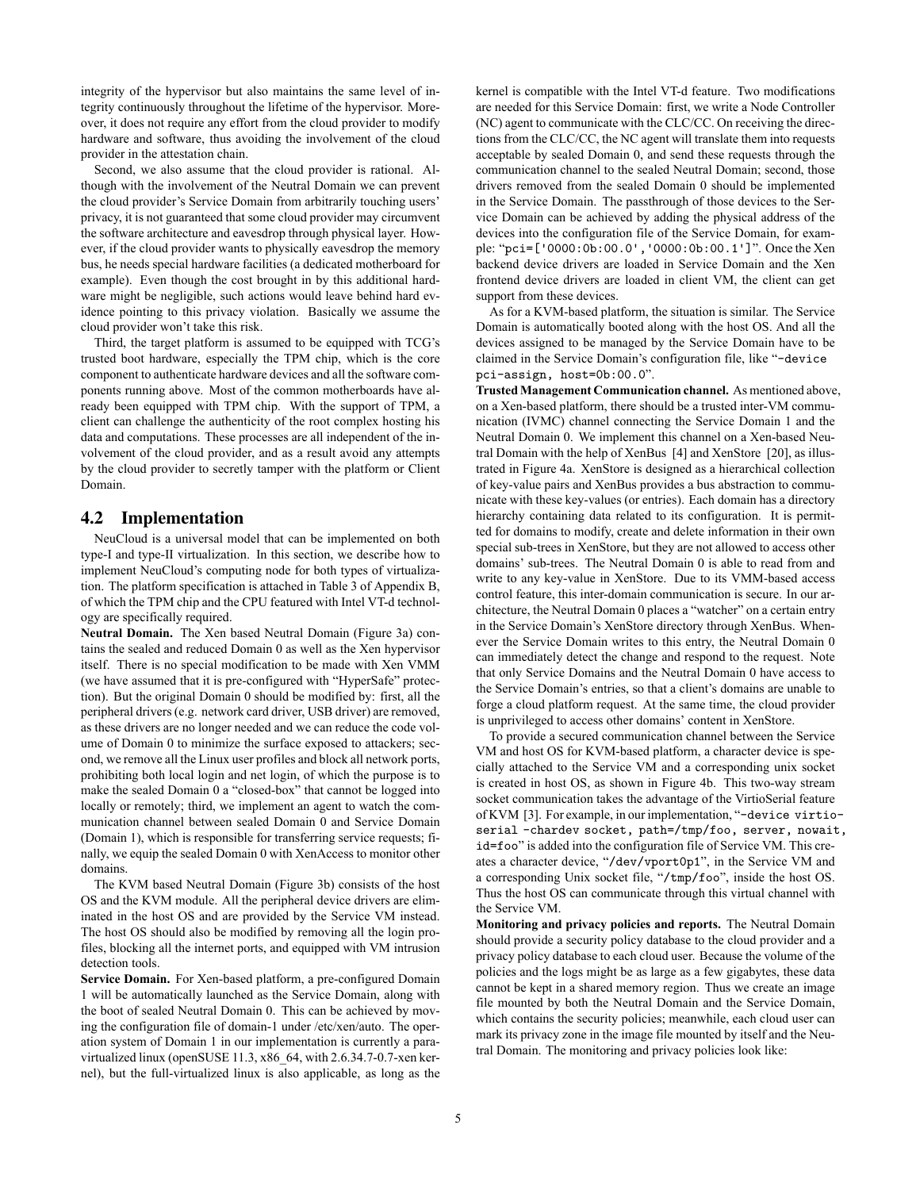integrity of the hypervisor but also maintains the same level of integrity continuously throughout the lifetime of the hypervisor. Moreover, it does not require any effort from the cloud provider to modify hardware and software, thus avoiding the involvement of the cloud provider in the attestation chain.

Second, we also assume that the cloud provider is rational. Although with the involvement of the Neutral Domain we can prevent the cloud provider's Service Domain from arbitrarily touching users' privacy, it is not guaranteed that some cloud provider may circumvent the software architecture and eavesdrop through physical layer. However, if the cloud provider wants to physically eavesdrop the memory bus, he needs special hardware facilities (a dedicated motherboard for example). Even though the cost brought in by this additional hardware might be negligible, such actions would leave behind hard evidence pointing to this privacy violation. Basically we assume the cloud provider won't take this risk.

Third, the target platform is assumed to be equipped with TCG's trusted boot hardware, especially the TPM chip, which is the core component to authenticate hardware devices and all the software components running above. Most of the common motherboards have already been equipped with TPM chip. With the support of TPM, a client can challenge the authenticity of the root complex hosting his data and computations. These processes are all independent of the involvement of the cloud provider, and as a result avoid any attempts by the cloud provider to secretly tamper with the platform or Client Domain.

## 4.2 Implementation

NeuCloud is a universal model that can be implemented on both type-I and type-II virtualization. In this section, we describe how to implement NeuCloud's computing node for both types of virtualization. The platform specification is attached in Table 3 of Appendix B, of which the TPM chip and the CPU featured with Intel VT-d technology are specifically required.

**Neutral Domain.** The Xen based Neutral Domain (Figure 3a) contains the sealed and reduced Domain 0 as well as the Xen hypervisor itself. There is no special modification to be made with Xen VMM (we have assumed that it is pre-configured with "HyperSafe" protection). But the original Domain 0 should be modified by: first, all the peripheral drivers (e.g. network card driver, USB driver) are removed, as these drivers are no longer needed and we can reduce the code volume of Domain 0 to minimize the surface exposed to attackers; second, we remove all the Linux user profiles and block all network ports, prohibiting both local login and net login, of which the purpose is to make the sealed Domain 0 a "closed-box" that cannot be logged into locally or remotely; third, we implement an agent to watch the communication channel between sealed Domain 0 and Service Domain (Domain 1), which is responsible for transferring service requests; finally, we equip the sealed Domain 0 with XenAccess to monitor other domains.

The KVM based Neutral Domain (Figure 3b) consists of the host OS and the KVM module. All the peripheral device drivers are eliminated in the host OS and are provided by the Service VM instead. The host OS should also be modified by removing all the login profiles, blocking all the internet ports, and equipped with VM intrusion detection tools.

**Service Domain.** For Xen-based platform, a pre-configured Domain 1 will be automatically launched as the Service Domain, along with the boot of sealed Neutral Domain 0. This can be achieved by moving the configuration file of domain-1 under /etc/xen/auto. The operation system of Domain 1 in our implementation is currently a paravirtualized linux (openSUSE 11.3, x86_64, with 2.6.34.7-0.7-xen kernel), but the full-virtualized linux is also applicable, as long as the kernel is compatible with the Intel VT-d feature. Two modifications are needed for this Service Domain: first, we write a Node Controller (NC) agent to communicate with the CLC/CC. On receiving the directions from the CLC/CC, the NC agent will translate them into requests acceptable by sealed Domain 0, and send these requests through the communication channel to the sealed Neutral Domain; second, those drivers removed from the sealed Domain 0 should be implemented in the Service Domain. The passthrough of those devices to the Service Domain can be achieved by adding the physical address of the devices into the configuration file of the Service Domain, for example: "`pci=['0000:0b:00.0','0000:0b:00.1']`". Once the Xen backend device drivers are loaded in Service Domain and the Xen frontend device drivers are loaded in client VM, the client can get support from these devices.

As for a KVM-based platform, the situation is similar. The Service Domain is automatically booted along with the host OS. And all the devices assigned to be managed by the Service Domain have to be claimed in the Service Domain's configuration file, like "`-device pci-assign, host=0b:00.0`".

**Trusted Management Communication channel.** As mentioned above, on a Xen-based platform, there should be a trusted inter-VM communication (IVMC) channel connecting the Service Domain 1 and the Neutral Domain 0. We implement this channel on a Xen-based Neutral Domain with the help of XenBus [4] and XenStore [20], as illustrated in Figure 4a. XenStore is designed as a hierarchical collection of key-value pairs and XenBus provides a bus abstraction to communicate with these key-values (or entries). Each domain has a directory hierarchy containing data related to its configuration. It is permitted for domains to modify, create and delete information in their own special sub-trees in XenStore, but they are not allowed to access other domains' sub-trees. The Neutral Domain 0 is able to read from and write to any key-value in XenStore. Due to its VMM-based access control feature, this inter-domain communication is secure. In our architecture, the Neutral Domain 0 places a "watcher" on a certain entry in the Service Domain's XenStore directory through XenBus. Whenever the Service Domain writes to this entry, the Neutral Domain 0 can immediately detect the change and respond to the request. Note that only Service Domains and the Neutral Domain 0 have access to the Service Domain's entries, so that a client's domains are unable to forge a cloud platform request. At the same time, the cloud provider is unprivileged to access other domains' content in XenStore.

To provide a secured communication channel between the Service VM and host OS for KVM-based platform, a character device is specially attached to the Service VM and a corresponding unix socket is created in host OS, as shown in Figure 4b. This two-way stream socket communication takes the advantage of the VirtioSerial feature of KVM [3]. For example, in our implementation, "`-device virtio-serial -chardev socket, path=/tmp/foo, server, nowait, id=foo`" is added into the configuration file of Service VM. This creates a character device, "`/dev/vport0p1`", in the Service VM and a corresponding Unix socket file, "`/tmp/foo`", inside the host OS. Thus the host OS can communicate through this virtual channel with the Service VM.

**Monitoring and privacy policies and reports.** The Neutral Domain should provide a security policy database to the cloud provider and a privacy policy database to each cloud user. Because the volume of the policies and the logs might be as large as a few gigabytes, these data cannot be kept in a shared memory region. Thus we create an image file mounted by both the Neutral Domain and the Service Domain, which contains the security policies; meanwhile, each cloud user can mark its privacy zone in the image file mounted by itself and the Neutral Domain. The monitoring and privacy policies look like: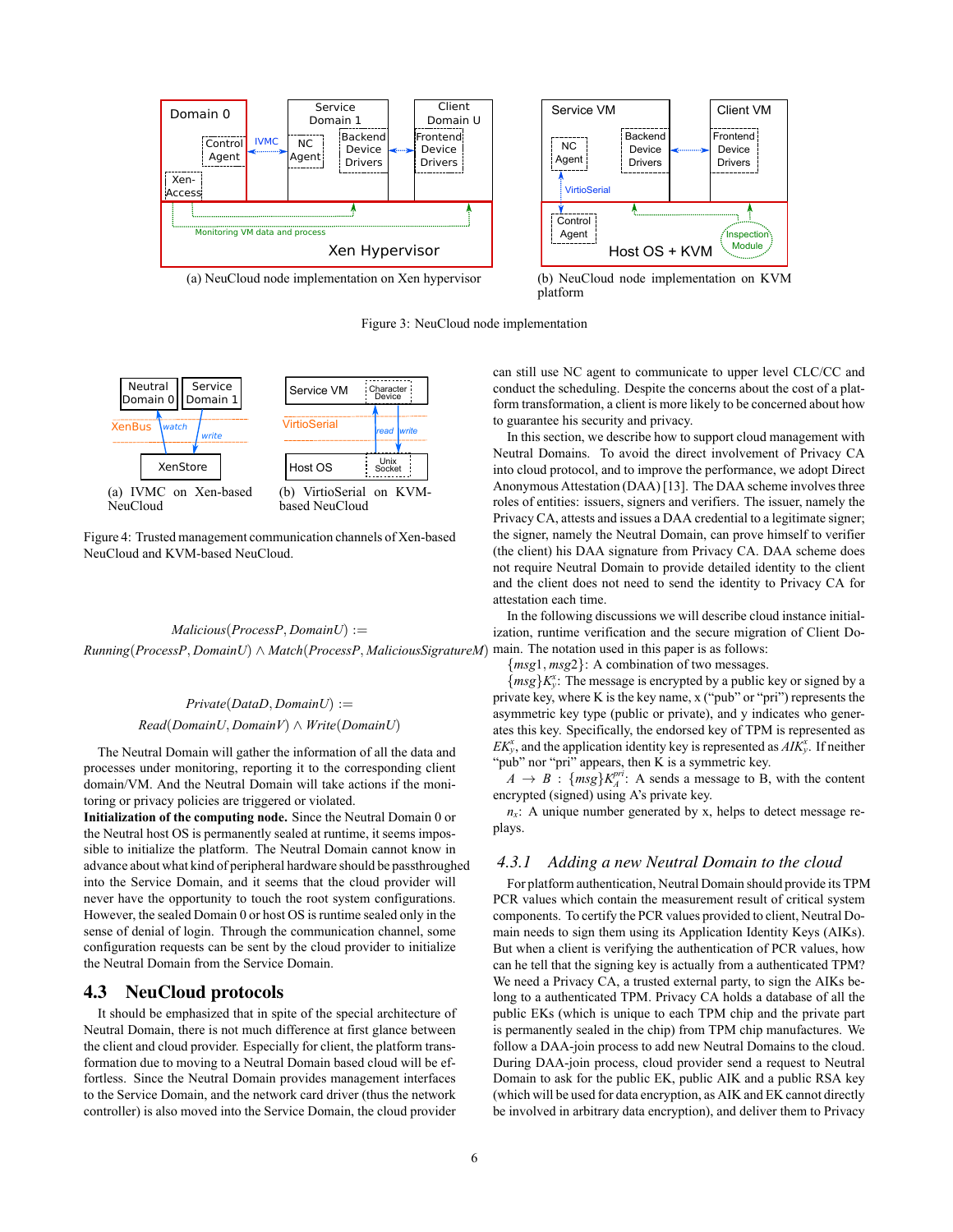(a) NeuCloud node implementation on Xen hypervisor

(b) NeuCloud node implementation on KVM platform

Figure 3: NeuCloud node implementation

(a) IVMC on Xen-based NeuCloud

(b) VirtioSerial on KVM-based NeuCloud

Figure 4: Trusted management communication channels of Xen-based NeuCloud and KVM-based NeuCloud.

$$Malicious(ProcessP, DomainU) :=$$
$$Running(ProcessP, DomainU) \wedge Match(ProcessP, MaliciousSigratureM)$$

$$Private(DataD, DomainU) :=$$
$$Read(DomainU, DomainV) \wedge Write(DomainU)$$

The Neutral Domain will gather the information of all the data and processes under monitoring, reporting it to the corresponding client domain/VM. And the Neutral Domain will take actions if the monitoring or privacy policies are triggered or violated.

**Initialization of the computing node.** Since the Neutral Domain 0 or the Neutral host OS is permanently sealed at runtime, it seems impossible to initialize the platform. The Neutral Domain cannot know in advance about what kind of peripheral hardware should be passthroughed into the Service Domain, and it seems that the cloud provider will never have the opportunity to touch the root system configurations. However, the sealed Domain 0 or host OS is runtime sealed only in the sense of denial of login. Through the communication channel, some configuration requests can be sent by the cloud provider to initialize the Neutral Domain from the Service Domain.

## 4.3 NeuCloud protocols

It should be emphasized that in spite of the special architecture of Neutral Domain, there is not much difference at first glance between the client and cloud provider. Especially for client, the platform transformation due to moving to a Neutral Domain based cloud will be effortless. Since the Neutral Domain provides management interfaces to the Service Domain, and the network card driver (thus the network controller) is also moved into the Service Domain, the cloud provider can still use NC agent to communicate to upper level CLC/CC and conduct the scheduling. Despite the concerns about the cost of a platform transformation, a client is more likely to be concerned about how to guarantee his security and privacy.

In this section, we describe how to support cloud management with Neutral Domains. To avoid the direct involvement of Privacy CA into cloud protocol, and to improve the performance, we adopt Direct Anonymous Attestation (DAA) [13]. The DAA scheme involves three roles of entities: issuers, signers and verifiers. The issuer, namely the Privacy CA, attests and issues a DAA credential to a legitimate signer; the signer, namely the Neutral Domain, can prove himself to verifier (the client) his DAA signature from Privacy CA. DAA scheme does not require Neutral Domain to provide detailed identity to the client and the client does not need to send the identity to Privacy CA for attestation each time.

In the following discussions we will describe cloud instance initialization, runtime verification and the secure migration of Client Domain. The notation used in this paper is as follows:

$\{msg1, msg2\}$: A combination of two messages.

$\{msg\}K_y^x$: The message is encrypted by a public key or signed by a private key, where K is the key name, x ("pub" or "pri") represents the asymmetric key type (public or private), and y indicates who generates this key. Specifically, the endorsed key of TPM is represented as $EK_y^x$, and the application identity key is represented as $AIK_y^x$. If neither "pub" nor "pri" appears, then K is a symmetric key.

$A \rightarrow B$ : $\{msg\}K_A^{pri}$: A sends a message to B, with the content encrypted (signed) using A's private key.

$n_x$: A unique number generated by x, helps to detect message replays.

### 4.3.1 Adding a new Neutral Domain to the cloud

For platform authentication, Neutral Domain should provide its TPM PCR values which contain the measurement result of critical system components. To certify the PCR values provided to client, Neutral Domain needs to sign them using its Application Identity Keys (AIKs). But when a client is verifying the authentication of PCR values, how can he tell that the signing key is actually from a authenticated TPM? We need a Privacy CA, a trusted external party, to sign the AIKs belonging to a authenticated TPM. Privacy CA holds a database of all the public EKs (which is unique to each TPM chip and the private part is permanently sealed in the chip) from TPM chip manufactures. We follow a DAA-join process to add new Neutral Domains to the cloud. During DAA-join process, cloud provider send a request to Neutral Domain to ask for the public EK, public AIK and a public RSA key (which will be used for data encryption, as AIK and EK cannot directly be involved in arbitrary data encryption), and deliver them to Privacy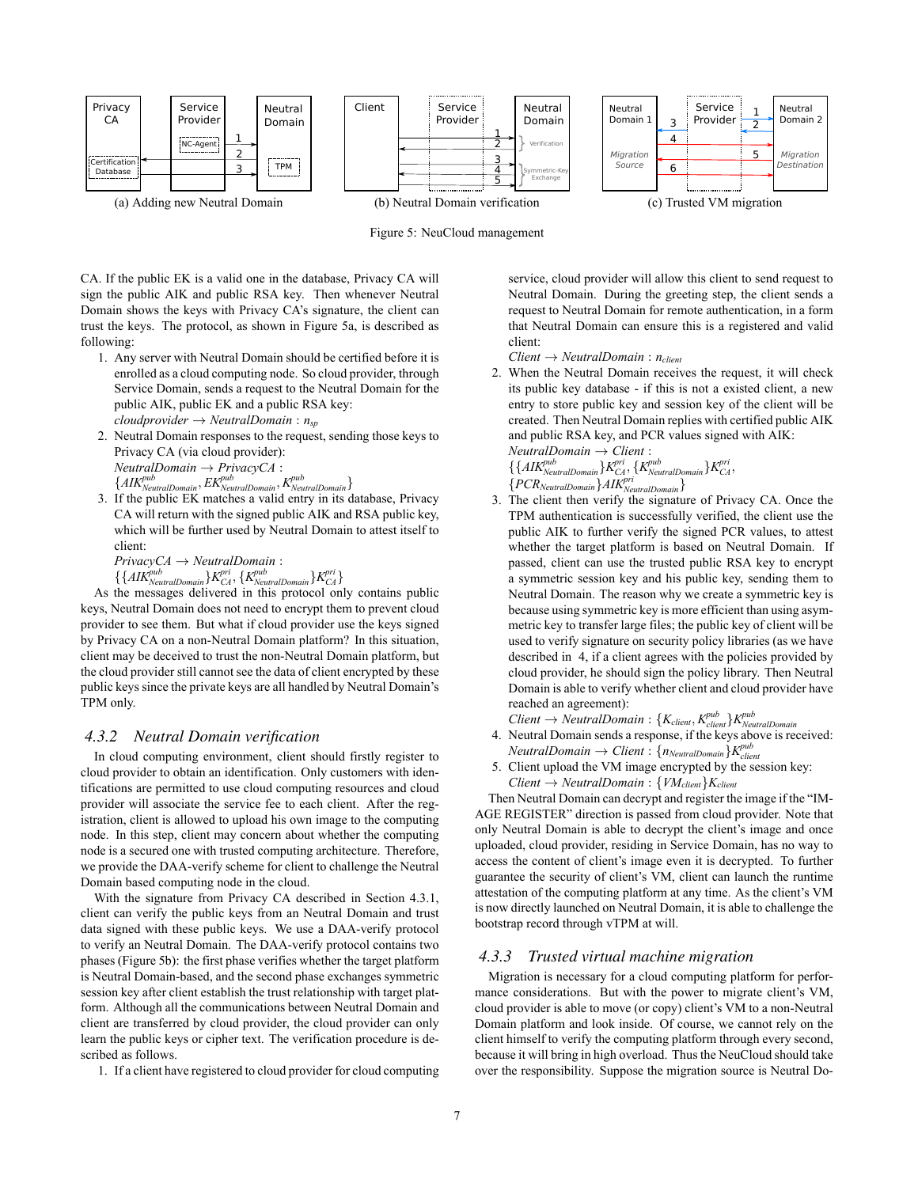(a) Adding new Neutral Domain

(b) Neutral Domain verification

(c) Trusted VM migration

Figure 5: NeuCloud management

CA. If the public EK is a valid one in the database, Privacy CA will sign the public AIK and public RSA key. Then whenever Neutral Domain shows the keys with Privacy CA's signature, the client can trust the keys. The protocol, as shown in Figure 5a, is described as following:

1. Any server with Neutral Domain should be certified before it is enrolled as a cloud computing node. So cloud provider, through Service Domain, sends a request to the Neutral Domain for the public AIK, public EK and a public RSA key:
   $cloudprovider \rightarrow NeutralDomain : n_{sp}$
2. Neutral Domain responses to the request, sending those keys to Privacy CA (via cloud provider):
   $NeutralDomain \rightarrow PrivacyCA :$
   $\{AIK^{pub}_{NeutralDomain}, EK^{pub}_{NeutralDomain}, K^{pub}_{NeutralDomain}\}$
3. If the public EK matches a valid entry in its database, Privacy CA will return with the signed public AIK and RSA public key, which will be further used by Neutral Domain to attest itself to client:
   $PrivacyCA \rightarrow NeutralDomain :$
   $\{\{AIK^{pub}_{NeutralDomain}\}K^{pri}_{CA}, \{K^{pub}_{NeutralDomain}\}K^{pri}_{CA}\}$

As the messages delivered in this protocol only contains public keys, Neutral Domain does not need to encrypt them to prevent cloud provider to see them. But what if cloud provider use the keys signed by Privacy CA on a non-Neutral Domain platform? In this situation, client may be deceived to trust the non-Neutral Domain platform, but the cloud provider still cannot see the data of client encrypted by these public keys since the private keys are all handled by Neutral Domain's TPM only.

### 4.3.2 Neutral Domain verification

In cloud computing environment, client should firstly register to cloud provider to obtain an identification. Only customers with identifications are permitted to use cloud computing resources and cloud provider will associate the service fee to each client. After the registration, client is allowed to upload his own image to the computing node. In this step, client may concern about whether the computing node is a secured one with trusted computing architecture. Therefore, we provide the DAA-verify scheme for client to challenge the Neutral Domain based computing node in the cloud.

With the signature from Privacy CA described in Section 4.3.1, client can verify the public keys from an Neutral Domain and trust data signed with these public keys. We use a DAA-verify protocol to verify an Neutral Domain. The DAA-verify protocol contains two phases (Figure 5b): the first phase verifies whether the target platform is Neutral Domain-based, and the second phase exchanges symmetric session key after client establish the trust relationship with target platform. Although all the communications between Neutral Domain and client are transferred by cloud provider, the cloud provider can only learn the public keys or cipher text. The verification procedure is described as follows.

1. If a client have registered to cloud provider for cloud computing service, cloud provider will allow this client to send request to Neutral Domain. During the greeting step, the client sends a request to Neutral Domain for remote authentication, in a form that Neutral Domain can ensure this is a registered and valid client:
   $Client \rightarrow NeutralDomain : n_{client}$
2. When the Neutral Domain receives the request, it will check its public key database - if this is not a existed client, a new entry to store public key and session key of the client will be created. Then Neutral Domain replies with certified public AIK and public RSA key, and PCR values signed with AIK:
   $NeutralDomain \rightarrow Client :$
   $\{\{AIK^{pub}_{NeutralDomain}\}K^{pri}_{CA}, \{K^{pub}_{NeutralDomain}\}K^{pri}_{CA},$
   $\{PCR_{NeutralDomain}\}AIK^{pri}_{NeutralDomain}\}$
3. The client then verify the signature of Privacy CA. Once the TPM authentication is successfully verified, the client use the public AIK to further verify the signed PCR values, to attest whether the target platform is based on Neutral Domain. If passed, client can use the trusted public RSA key to encrypt a symmetric session key and his public key, sending them to Neutral Domain. The reason why we create a symmetric key is because using symmetric key is more efficient than using asymmetric key to transfer large files; the public key of client will be used to verify signature on security policy libraries (as we have described in 4, if a client agrees with the policies provided by cloud provider, he should sign the policy library. Then Neutral Domain is able to verify whether client and cloud provider have reached an agreement):
   $Client \rightarrow NeutralDomain : \{K_{client}, K^{pub}_{client}\}K^{pub}_{NeutralDomain}$
4. Neutral Domain sends a response, if the keys above is received:
   $NeutralDomain \rightarrow Client : \{n_{NeutralDomain}\}K^{pub}_{client}$
5. Client upload the VM image encrypted by the session key:
   $Client \rightarrow NeutralDomain : \{VM_{client}\}K_{client}$

Then Neutral Domain can decrypt and register the image if the "IMAGE REGISTER" direction is passed from cloud provider. Note that only Neutral Domain is able to decrypt the client's image and once uploaded, cloud provider, residing in Service Domain, has no way to access the content of client's image even it is decrypted. To further guarantee the security of client's VM, client can launch the runtime attestation of the computing platform at any time. As the client's VM is now directly launched on Neutral Domain, it is able to challenge the bootstrap record through vTPM at will.

### 4.3.3 Trusted virtual machine migration

Migration is necessary for a cloud computing platform for performance considerations. But with the power to migrate client's VM, cloud provider is able to move (or copy) client's VM to a non-Neutral Domain platform and look inside. Of course, we cannot rely on the client himself to verify the computing platform through every second, because it will bring in high overload. Thus the NeuCloud should take over the responsibility. Suppose the migration source is Neutral Do-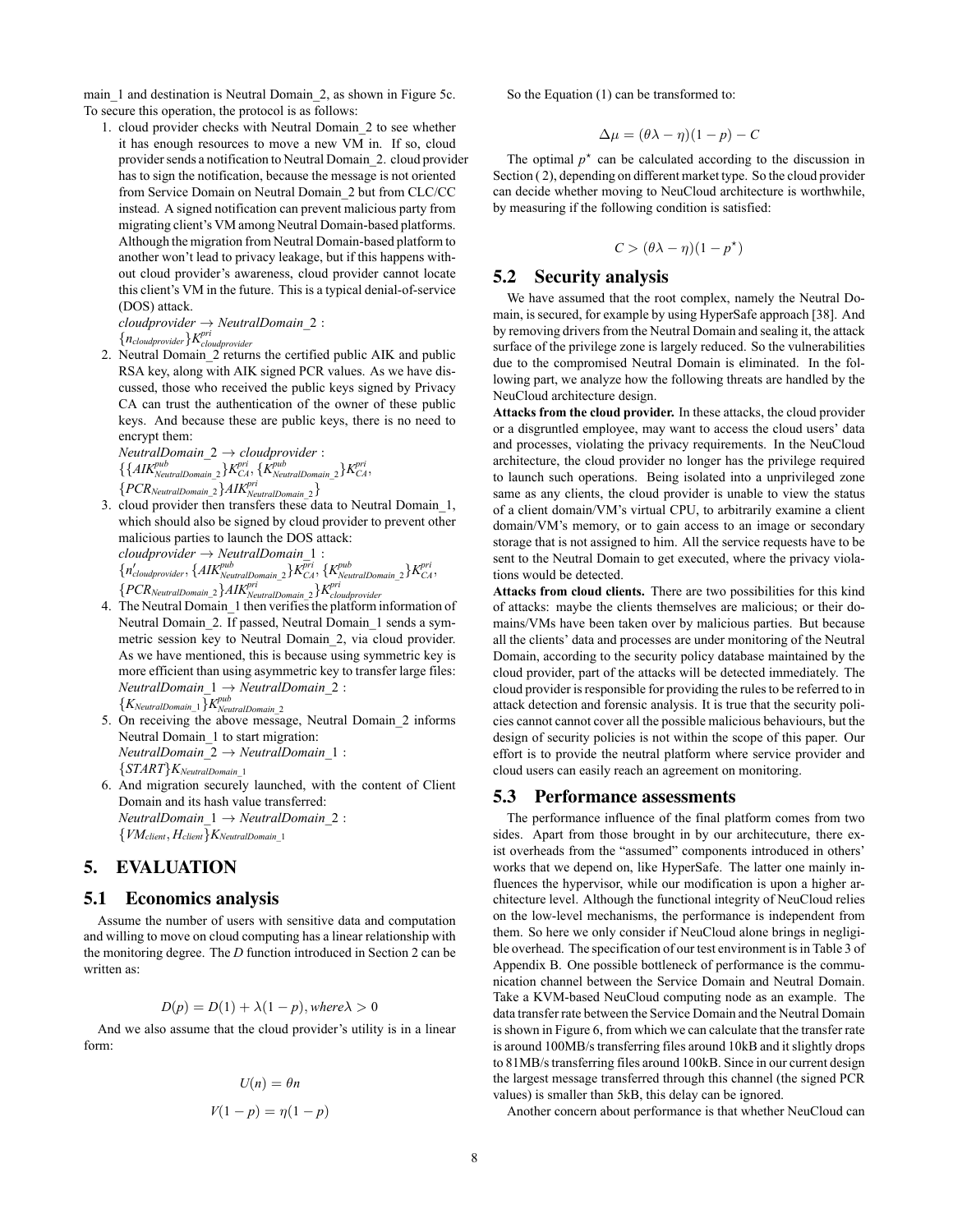main_1 and destination is Neutral Domain_2, as shown in Figure 5c. To secure this operation, the protocol is as follows:

1. cloud provider checks with Neutral Domain_2 to see whether it has enough resources to move a new VM in. If so, cloud provider sends a notification to Neutral Domain_2. cloud provider has to sign the notification, because the message is not oriented from Service Domain on Neutral Domain_2 but from CLC/CC instead. A signed notification can prevent malicious party from migrating client's VM among Neutral Domain-based platforms. Although the migration from Neutral Domain-based platform to another won't lead to privacy leakage, but if this happens without cloud provider's awareness, cloud provider cannot locate this client's VM in the future. This is a typical denial-of-service (DOS) attack.
   $cloudprovider \rightarrow NeutralDomain\_2:$
   $\{n_{cloudprovider}\}K^{pri}_{cloudprovider}$
2. Neutral Domain_2 returns the certified public AIK and public RSA key, along with AIK signed PCR values. As we have discussed, those who received the public keys signed by Privacy CA can trust the authentication of the owner of these public keys. And because these are public keys, there is no need to encrypt them:
   $NeutralDomain\_2 \rightarrow cloudprovider:$
   $\{\{AIK^{pub}_{NeutralDomain\_2}\}K^{pri}_{CA}, \{K^{pub}_{NeutralDomain\_2}\}K^{pri}_{CA},$
   $\{PCR_{NeutralDomain\_2}\}AIK^{pri}_{NeutralDomain\_2}\}$
3. cloud provider then transfers these data to Neutral Domain_1, which should also be signed by cloud provider to prevent other malicious parties to launch the DOS attack:
   $cloudprovider \rightarrow NeutralDomain\_1:$
   $\{n'_{cloudprovider}, \{AIK^{pub}_{NeutralDomain\_2}\}K^{pri}_{CA}, \{K^{pub}_{NeutralDomain\_2}\}K^{pri}_{CA},$
   $\{PCR_{NeutralDomain\_2}\}AIK^{pri}_{NeutralDomain\_2}\}K^{pri}_{cloudprovider}$
4. The Neutral Domain_1 then verifies the platform information of Neutral Domain_2. If passed, Neutral Domain_1 sends a symmetric session key to Neutral Domain_2, via cloud provider. As we have mentioned, this is because using symmetric key is more efficient than using asymmetric key to transfer large files:
   $NeutralDomain\_1 \rightarrow NeutralDomain\_2:$
   $\{K_{NeutralDomain\_1}\}K^{pub}_{NeutralDomain\_2}$
5. On receiving the above message, Neutral Domain_2 informs Neutral Domain_1 to start migration:
   $NeutralDomain\_2 \rightarrow NeutralDomain\_1:$
   $\{START\}K_{NeutralDomain\_1}$
6. And migration securely launched, with the content of Client Domain and its hash value transferred:
   $NeutralDomain\_1 \rightarrow NeutralDomain\_2:$
   $\{VM_{client}, H_{client}\}K_{NeutralDomain\_1}$

# 5. EVALUATION

## 5.1 Economics analysis

Assume the number of users with sensitive data and computation and willing to move on cloud computing has a linear relationship with the monitoring degree. The $D$ function introduced in Section 2 can be written as:

$$D(p) = D(1) + \lambda(1-p), where \lambda > 0$$

And we also assume that the cloud provider's utility is in a linear form:

$$U(n) = \theta n$$

$$V(1-p) = \eta(1-p)$$

So the Equation (1) can be transformed to:

$$\Delta\mu = (\theta\lambda - \eta)(1-p) - C$$

The optimal $p^{\star}$ can be calculated according to the discussion in Section ( 2), depending on different market type. So the cloud provider can decide whether moving to NeuCloud architecture is worthwhile, by measuring if the following condition is satisfied:

$$C > (\theta\lambda - \eta)(1-p^{\star})$$

## 5.2 Security analysis

We have assumed that the root complex, namely the Neutral Domain, is secured, for example by using HyperSafe approach [38]. And by removing drivers from the Neutral Domain and sealing it, the attack surface of the privilege zone is largely reduced. So the vulnerabilities due to the compromised Neutral Domain is eliminated. In the following part, we analyze how the following threats are handled by the NeuCloud architecture design.

**Attacks from the cloud provider.** In these attacks, the cloud provider or a disgruntled employee, may want to access the cloud users' data and processes, violating the privacy requirements. In the NeuCloud architecture, the cloud provider no longer has the privilege required to launch such operations. Being isolated into a unprivileged zone same as any clients, the cloud provider is unable to view the status of a client domain/VM's virtual CPU, to arbitrarily examine a client domain/VM's memory, or to gain access to an image or secondary storage that is not assigned to him. All the service requests have to be sent to the Neutral Domain to get executed, where the privacy violations would be detected.

**Attacks from cloud clients.** There are two possibilities for this kind of attacks: maybe the clients themselves are malicious; or their domains/VMs have been taken over by malicious parties. But because all the clients' data and processes are under monitoring of the Neutral Domain, according to the security policy database maintained by the cloud provider, part of the attacks will be detected immediately. The cloud provider is responsible for providing the rules to be referred to in attack detection and forensic analysis. It is true that the security policies cannot cannot cover all the possible malicious behaviours, but the design of security policies is not within the scope of this paper. Our effort is to provide the neutral platform where service provider and cloud users can easily reach an agreement on monitoring.

## 5.3 Performance assessments

The performance influence of the final platform comes from two sides. Apart from those brought in by our architecture, there exist overheads from the "assumed" components introduced in others' works that we depend on, like HyperSafe. The latter one mainly influences the hypervisor, while our modification is upon a higher architecture level. Although the functional integrity of NeuCloud relies on the low-level mechanisms, the performance is independent from them. So here we only consider if NeuCloud alone brings in negligible overhead. The specification of our test environment is in Table 3 of Appendix B. One possible bottleneck of performance is the communication channel between the Service Domain and Neutral Domain. Take a KVM-based NeuCloud computing node as an example. The data transfer rate between the Service Domain and the Neutral Domain is shown in Figure 6, from which we can calculate that the transfer rate is around 100MB/s transferring files around 10kB and it slightly drops to 81MB/s transferring files around 100kB. Since in our current design the largest message transferred through this channel (the signed PCR values) is smaller than 5kB, this delay can be ignored.

Another concern about performance is that whether NeuCloud can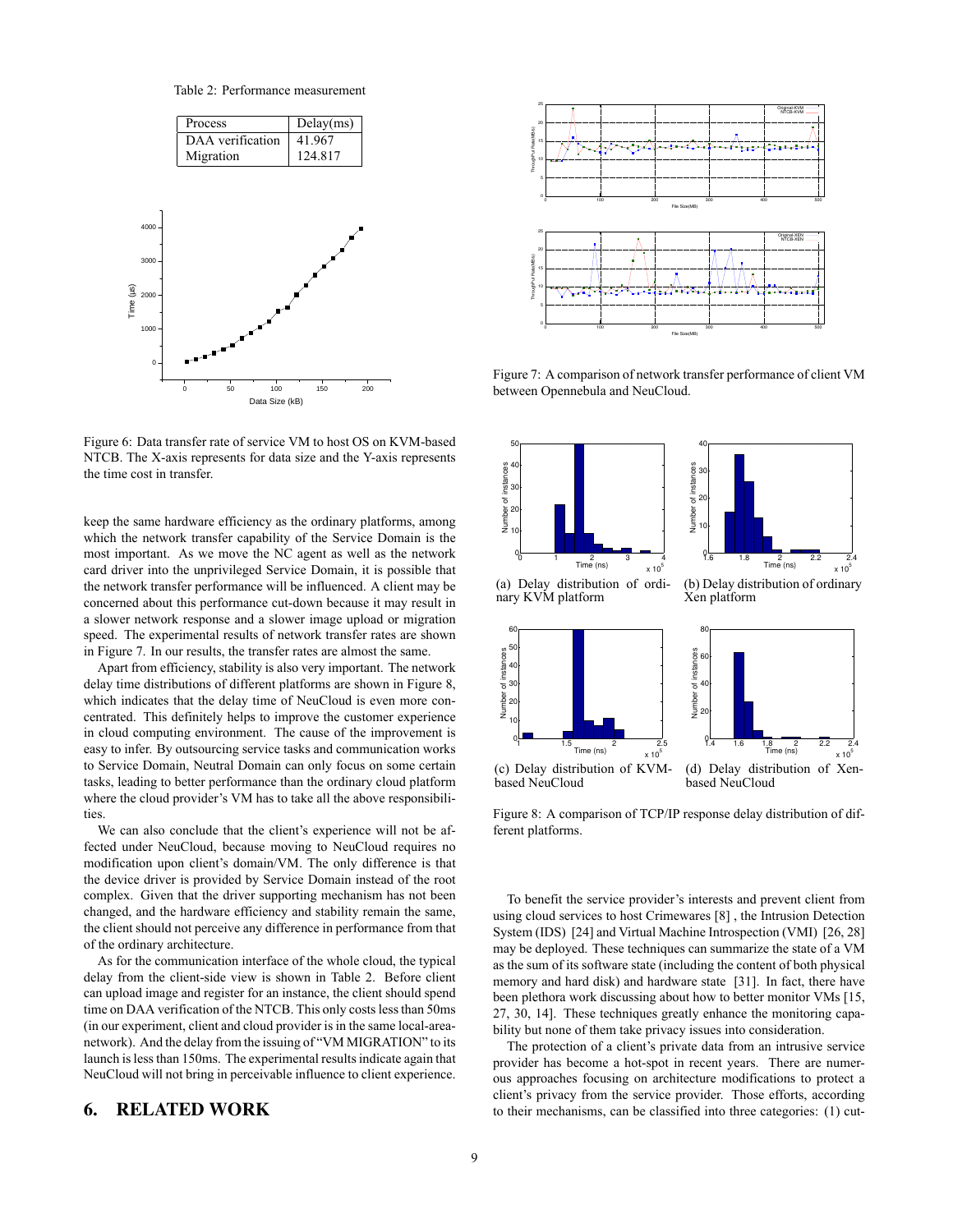Table 2: Performance measurement

| Process | Delay(ms) |
|---|---|
| DAA verification | 41.967 |
| Migration | 124.817 |

Figure 6: Data transfer rate of service VM to host OS on KVM-based NTCB. The X-axis represents for data size and the Y-axis represents the time cost in transfer.

keep the same hardware efficiency as the ordinary platforms, among which the network transfer capability of the Service Domain is the most important. As we move the NC agent as well as the network card driver into the unprivileged Service Domain, it is possible that the network transfer performance will be influenced. A client may be concerned about this performance cut-down because it may result in a slower network response and a slower image upload or migration speed. The experimental results of network transfer rates are shown in Figure 7. In our results, the transfer rates are almost the same.

Apart from efficiency, stability is also very important. The network delay time distributions of different platforms are shown in Figure 8, which indicates that the delay time of NeuCloud is even more concentrated. This definitely helps to improve the customer experience in cloud computing environment. The cause of the improvement is easy to infer. By outsourcing service tasks and communication works to Service Domain, Neutral Domain can only focus on some certain tasks, leading to better performance than the ordinary cloud platform where the cloud provider's VM has to take all the above responsibilities.

We can also conclude that the client's experience will not be affected under NeuCloud, because moving to NeuCloud requires no modification upon client's domain/VM. The only difference is that the device driver is provided by Service Domain instead of the root complex. Given that the driver supporting mechanism has not been changed, and the hardware efficiency and stability remain the same, the client should not perceive any difference in performance from that of the ordinary architecture.

As for the communication interface of the whole cloud, the typical delay from the client-side view is shown in Table 2. Before client can upload image and register for an instance, the client should spend time on DAA verification of the NTCB. This only costs less than 50ms (in our experiment, client and cloud provider is in the same local-area-network). And the delay from the issuing of "VM MIGRATION" to its launch is less than 150ms. The experimental results indicate again that NeuCloud will not bring in perceivable influence to client experience.

# 6. RELATED WORK

Figure 7: A comparison of network transfer performance of client VM between Opennebula and NeuCloud.

(a) Delay distribution of ordinary KVM platform

(b) Delay distribution of ordinary Xen platform

(c) Delay distribution of KVM-based NeuCloud

(d) Delay distribution of Xen-based NeuCloud

Figure 8: A comparison of TCP/IP response delay distribution of different platforms.

To benefit the service provider's interests and prevent client from using cloud services to host Crimewares [8] , the Intrusion Detection System (IDS) [24] and Virtual Machine Introspection (VMI) [26, 28] may be deployed. These techniques can summarize the state of a VM as the sum of its software state (including the content of both physical memory and hard disk) and hardware state [31]. In fact, there have been plethora work discussing about how to better monitor VMs [15, 27, 30, 14]. These techniques greatly enhance the monitoring capability but none of them take privacy issues into consideration.

The protection of a client's private data from an intrusive service provider has become a hot-spot in recent years. There are numerous approaches focusing on architecture modifications to protect a client's privacy from the service provider. Those efforts, according to their mechanisms, can be classified into three categories: (1) cut-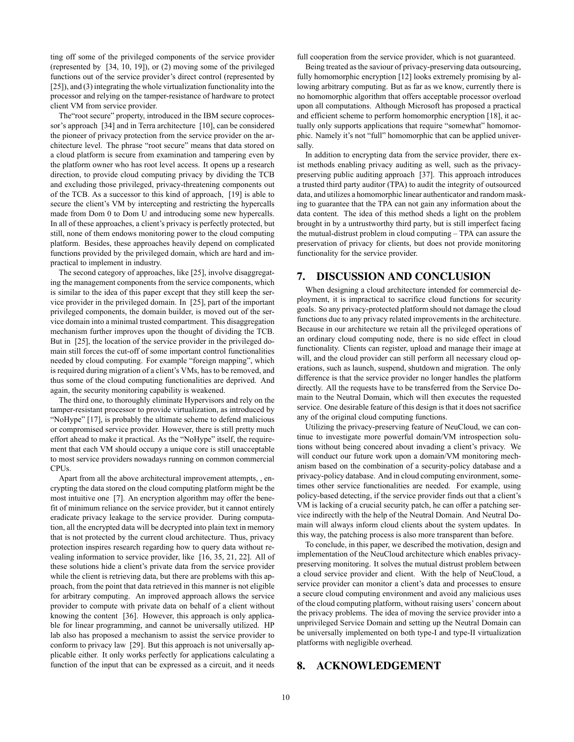ting off some of the privileged components of the service provider (represented by [34, 10, 19]), or (2) moving some of the privileged functions out of the service provider's direct control (represented by [25]), and (3) integrating the whole virtualization functionality into the processor and relying on the tamper-resistance of hardware to protect client VM from service provider.

The"root secure" property, introduced in the IBM secure coprocessor's approach [34] and in Terra architecture [10], can be considered the pioneer of privacy protection from the service provider on the architecture level. The phrase "root secure" means that data stored on a cloud platform is secure from examination and tampering even by the platform owner who has root level access. It opens up a research direction, to provide cloud computing privacy by dividing the TCB and excluding those privileged, privacy-threatening components out of the TCB. As a successor to this kind of approach, [19] is able to secure the client's VM by intercepting and restricting the hypercalls made from Dom 0 to Dom U and introducing some new hypercalls. In all of these approaches, a client's privacy is perfectly protected, but still, none of them endows monitoring power to the cloud computing platform. Besides, these approaches heavily depend on complicated functions provided by the privileged domain, which are hard and impractical to implement in industry.

The second category of approaches, like [25], involve disaggregating the management components from the service components, which is similar to the idea of this paper except that they still keep the service provider in the privileged domain. In [25], part of the important privileged components, the domain builder, is moved out of the service domain into a minimal trusted compartment. This disaggregation mechanism further improves upon the thought of dividing the TCB. But in [25], the location of the service provider in the privileged domain still forces the cut-off of some important control functionalities needed by cloud computing. For example "foreign mapping", which is required during migration of a client's VMs, has to be removed, and thus some of the cloud computing functionalities are deprived. And again, the security monitoring capability is weakened.

The third one, to thoroughly eliminate Hypervisors and rely on the tamper-resistant processor to provide virtualization, as introduced by "NoHype" [17], is probably the ultimate scheme to defend malicious or compromised service provider. However, there is still pretty much effort ahead to make it practical. As the "NoHype" itself, the requirement that each VM should occupy a unique core is still unacceptable to most service providers nowadays running on common commercial CPUs.

Apart from all the above architectural improvement attempts, , encrypting the data stored on the cloud computing platform might be the most intuitive one [7]. An encryption algorithm may offer the benefit of minimum reliance on the service provider, but it cannot entirely eradicate privacy leakage to the service provider. During computation, all the encrypted data will be decrypted into plain text in memory that is not protected by the current cloud architecture. Thus, privacy protection inspires research regarding how to query data without revealing information to service provider, like [16, 35, 21, 22]. All of these solutions hide a client's private data from the service provider while the client is retrieving data, but there are problems with this approach, from the point that data retrieved in this manner is not eligible for arbitrary computing. An improved approach allows the service provider to compute with private data on behalf of a client without knowing the content [36]. However, this approach is only applicable for linear programming, and cannot be universally utilized. HP lab also has proposed a mechanism to assist the service provider to conform to privacy law [29]. But this approach is not universally applicable either. It only works perfectly for applications calculating a function of the input that can be expressed as a circuit, and it needs full cooperation from the service provider, which is not guaranteed.

Being treated as the saviour of privacy-preserving data outsourcing, fully homomorphic encryption [12] looks extremely promising by allowing arbitrary computing. But as far as we know, currently there is no homomorphic algorithm that offers acceptable processor overload upon all computations. Although Microsoft has proposed a practical and efficient scheme to perform homomorphic encryption [18], it actually only supports applications that require "somewhat" homomorphic. Namely it's not "full" homomorphic that can be applied universally.

In addition to encrypting data from the service provider, there exist methods enabling privacy auditing as well, such as the privacy-preserving public auditing approach [37]. This approach introduces a trusted third party auditor (TPA) to audit the integrity of outsourced data, and utilizes a homomorphic linear authenticator and random masking to guarantee that the TPA can not gain any information about the data content. The idea of this method sheds a light on the problem brought in by a untrustworthy third party, but is still imperfect facing the mutual-distrust problem in cloud computing – TPA can assure the preservation of privacy for clients, but does not provide monitoring functionality for the service provider.

# 7. DISCUSSION AND CONCLUSION

When designing a cloud architecture intended for commercial deployment, it is impractical to sacrifice cloud functions for security goals. So any privacy-protected platform should not damage the cloud functions due to any privacy related improvements in the architecture. Because in our architecture we retain all the privileged operations of an ordinary cloud computing node, there is no side effect in cloud functionality. Clients can register, upload and manage their image at will, and the cloud provider can still perform all necessary cloud operations, such as launch, suspend, shutdown and migration. The only difference is that the service provider no longer handles the platform directly. All the requests have to be transferred from the Service Domain to the Neutral Domain, which will then executes the requested service. One desirable feature of this design is that it does not sacrifice any of the original cloud computing functions.

Utilizing the privacy-preserving feature of NeuCloud, we can continue to investigate more powerful domain/VM introspection solutions without being concerned about invading a client's privacy. We will conduct our future work upon a domain/VM monitoring mechanism based on the combination of a security-policy database and a privacy-policy database. And in cloud computing environment, sometimes other service functionalities are needed. For example, using policy-based detecting, if the service provider finds out that a client's VM is lacking of a crucial security patch, he can offer a patching service indirectly with the help of the Neutral Domain. And Neutral Domain will always inform cloud clients about the system updates. In this way, the patching process is also more transparent than before.

To conclude, in this paper, we described the motivation, design and implementation of the NeuCloud architecture which enables privacy-preserving monitoring. It solves the mutual distrust problem between a cloud service provider and client. With the help of NeuCloud, a service provider can monitor a client's data and processes to ensure a secure cloud computing environment and avoid any malicious uses of the cloud computing platform, without raising users' concern about the privacy problems. The idea of moving the service provider into a unprivileged Service Domain and setting up the Neutral Domain can be universally implemented on both type-I and type-II virtualization platforms with negligible overhead.

# 8. ACKNOWLEDGEMENT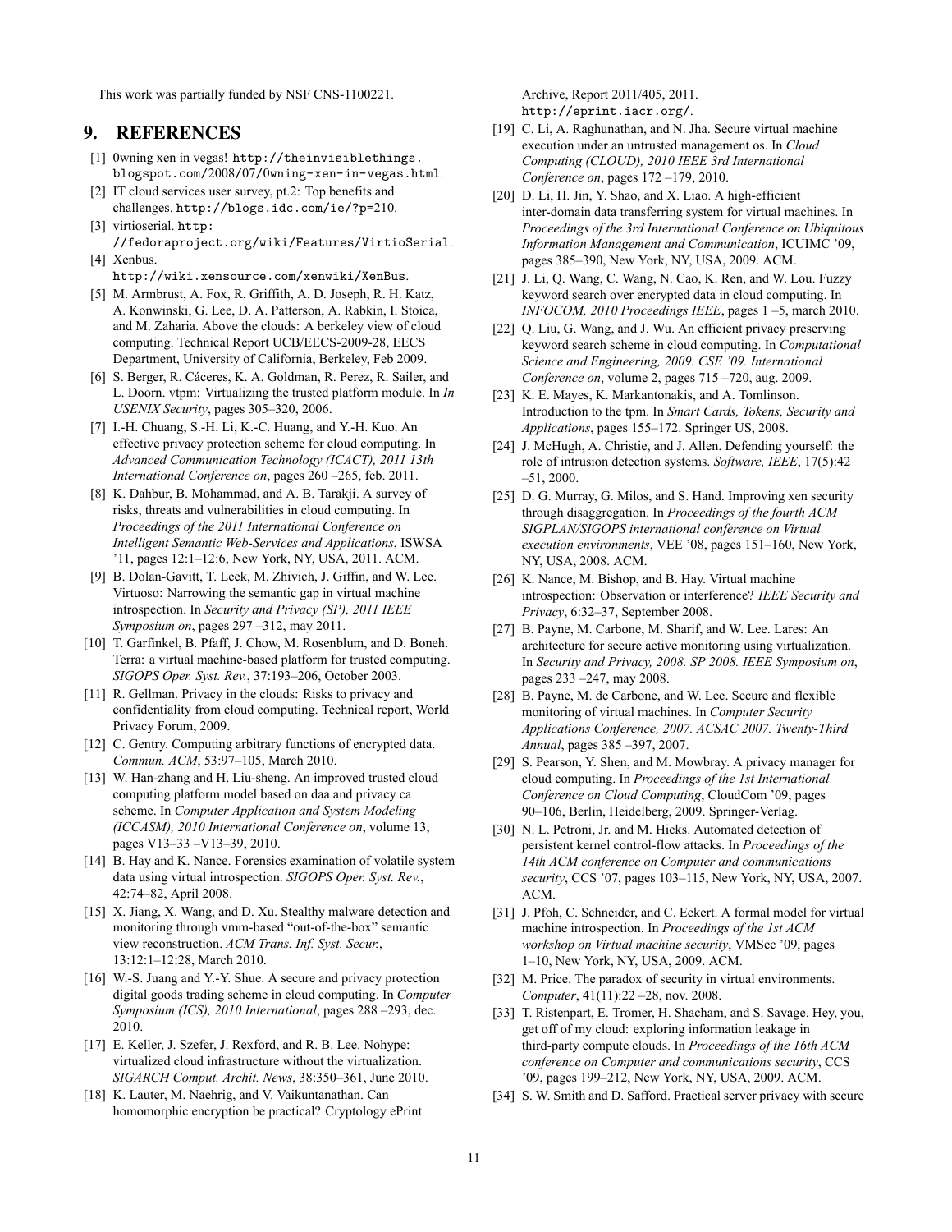This work was partially funded by NSF CNS-1100221.

## 9. REFERENCES

- [1] 0wning xen in vegas! http://theinvisiblethings.blogspot.com/2008/07/0wning-xen-in-vegas.html.
- [2] IT cloud services user survey, pt.2: Top benefits and challenges. http://blogs.idc.com/ie/?p=210.
- [3] virtioserial. http://fedoraproject.org/wiki/Features/VirtioSerial.
- [4] Xenbus. http://wiki.xensource.com/xenwiki/XenBus.
- [5] M. Armbrust, A. Fox, R. Griffith, A. D. Joseph, R. H. Katz, A. Konwinski, G. Lee, D. A. Patterson, A. Rabkin, I. Stoica, and M. Zaharia. Above the clouds: A berkeley view of cloud computing. Technical Report UCB/EECS-2009-28, EECS Department, University of California, Berkeley, Feb 2009.
- [6] S. Berger, R. Cáceres, K. A. Goldman, R. Perez, R. Sailer, and L. Doorn. vtpm: Virtualizing the trusted platform module. In *In USENIX Security*, pages 305–320, 2006.
- [7] I.-H. Chuang, S.-H. Li, K.-C. Huang, and Y.-H. Kuo. An effective privacy protection scheme for cloud computing. In *Advanced Communication Technology (ICACT), 2011 13th International Conference on*, pages 260 –265, feb. 2011.
- [8] K. Dahbur, B. Mohammad, and A. B. Tarakji. A survey of risks, threats and vulnerabilities in cloud computing. In *Proceedings of the 2011 International Conference on Intelligent Semantic Web-Services and Applications*, ISWSA '11, pages 12:1–12:6, New York, NY, USA, 2011. ACM.
- [9] B. Dolan-Gavitt, T. Leek, M. Zhivich, J. Giffin, and W. Lee. Virtuoso: Narrowing the semantic gap in virtual machine introspection. In *Security and Privacy (SP), 2011 IEEE Symposium on*, pages 297 –312, may 2011.
- [10] T. Garfinkel, B. Pfaff, J. Chow, M. Rosenblum, and D. Boneh. Terra: a virtual machine-based platform for trusted computing. *SIGOPS Oper. Syst. Rev.*, 37:193–206, October 2003.
- [11] R. Gellman. Privacy in the clouds: Risks to privacy and confidentiality from cloud computing. Technical report, World Privacy Forum, 2009.
- [12] C. Gentry. Computing arbitrary functions of encrypted data. *Commun. ACM*, 53:97–105, March 2010.
- [13] W. Han-zhang and H. Liu-sheng. An improved trusted cloud computing platform model based on daa and privacy ca scheme. In *Computer Application and System Modeling (ICCASM), 2010 International Conference on*, volume 13, pages V13–33 –V13–39, 2010.
- [14] B. Hay and K. Nance. Forensics examination of volatile system data using virtual introspection. *SIGOPS Oper. Syst. Rev.*, 42:74–82, April 2008.
- [15] X. Jiang, X. Wang, and D. Xu. Stealthy malware detection and monitoring through vmm-based "out-of-the-box" semantic view reconstruction. *ACM Trans. Inf. Syst. Secur.*, 13:12:1–12:28, March 2010.
- [16] W.-S. Juang and Y.-Y. Shue. A secure and privacy protection digital goods trading scheme in cloud computing. In *Computer Symposium (ICS), 2010 International*, pages 288 –293, dec. 2010.
- [17] E. Keller, J. Szefer, J. Rexford, and R. B. Lee. Nohype: virtualized cloud infrastructure without the virtualization. *SIGARCH Comput. Archit. News*, 38:350–361, June 2010.
- [18] K. Lauter, M. Naehrig, and V. Vaikuntanathan. Can homomorphic encryption be practical? Cryptology ePrint Archive, Report 2011/405, 2011. http://eprint.iacr.org/.
- [19] C. Li, A. Raghunathan, and N. Jha. Secure virtual machine execution under an untrusted management os. In *Cloud Computing (CLOUD), 2010 IEEE 3rd International Conference on*, pages 172 –179, 2010.
- [20] D. Li, H. Jin, Y. Shao, and X. Liao. A high-efficient inter-domain data transferring system for virtual machines. In *Proceedings of the 3rd International Conference on Ubiquitous Information Management and Communication*, ICUIMC '09, pages 385–390, New York, NY, USA, 2009. ACM.
- [21] J. Li, Q. Wang, C. Wang, N. Cao, K. Ren, and W. Lou. Fuzzy keyword search over encrypted data in cloud computing. In *INFOCOM, 2010 Proceedings IEEE*, pages 1 –5, march 2010.
- [22] Q. Liu, G. Wang, and J. Wu. An efficient privacy preserving keyword search scheme in cloud computing. In *Computational Science and Engineering, 2009. CSE '09. International Conference on*, volume 2, pages 715 –720, aug. 2009.
- [23] K. E. Mayes, K. Markantonakis, and A. Tomlinson. Introduction to the tpm. In *Smart Cards, Tokens, Security and Applications*, pages 155–172. Springer US, 2008.
- [24] J. McHugh, A. Christie, and J. Allen. Defending yourself: the role of intrusion detection systems. *Software, IEEE*, 17(5):42 –51, 2000.
- [25] D. G. Murray, G. Milos, and S. Hand. Improving xen security through disaggregation. In *Proceedings of the fourth ACM SIGPLAN/SIGOPS international conference on Virtual execution environments*, VEE '08, pages 151–160, New York, NY, USA, 2008. ACM.
- [26] K. Nance, M. Bishop, and B. Hay. Virtual machine introspection: Observation or interference? *IEEE Security and Privacy*, 6:32–37, September 2008.
- [27] B. Payne, M. Carbone, M. Sharif, and W. Lee. Lares: An architecture for secure active monitoring using virtualization. In *Security and Privacy, 2008. SP 2008. IEEE Symposium on*, pages 233 –247, may 2008.
- [28] B. Payne, M. de Carbone, and W. Lee. Secure and flexible monitoring of virtual machines. In *Computer Security Applications Conference, 2007. ACSAC 2007. Twenty-Third Annual*, pages 385 –397, 2007.
- [29] S. Pearson, Y. Shen, and M. Mowbray. A privacy manager for cloud computing. In *Proceedings of the 1st International Conference on Cloud Computing*, CloudCom '09, pages 90–106, Berlin, Heidelberg, 2009. Springer-Verlag.
- [30] N. L. Petroni, Jr. and M. Hicks. Automated detection of persistent kernel control-flow attacks. In *Proceedings of the 14th ACM conference on Computer and communications security*, CCS '07, pages 103–115, New York, NY, USA, 2007. ACM.
- [31] J. Pfoh, C. Schneider, and C. Eckert. A formal model for virtual machine introspection. In *Proceedings of the 1st ACM workshop on Virtual machine security*, VMSec '09, pages 1–10, New York, NY, USA, 2009. ACM.
- [32] M. Price. The paradox of security in virtual environments. *Computer*, 41(11):22 –28, nov. 2008.
- [33] T. Ristenpart, E. Tromer, H. Shacham, and S. Savage. Hey, you, get off of my cloud: exploring information leakage in third-party compute clouds. In *Proceedings of the 16th ACM conference on Computer and communications security*, CCS '09, pages 199–212, New York, NY, USA, 2009. ACM.
- [34] S. W. Smith and D. Safford. Practical server privacy with secure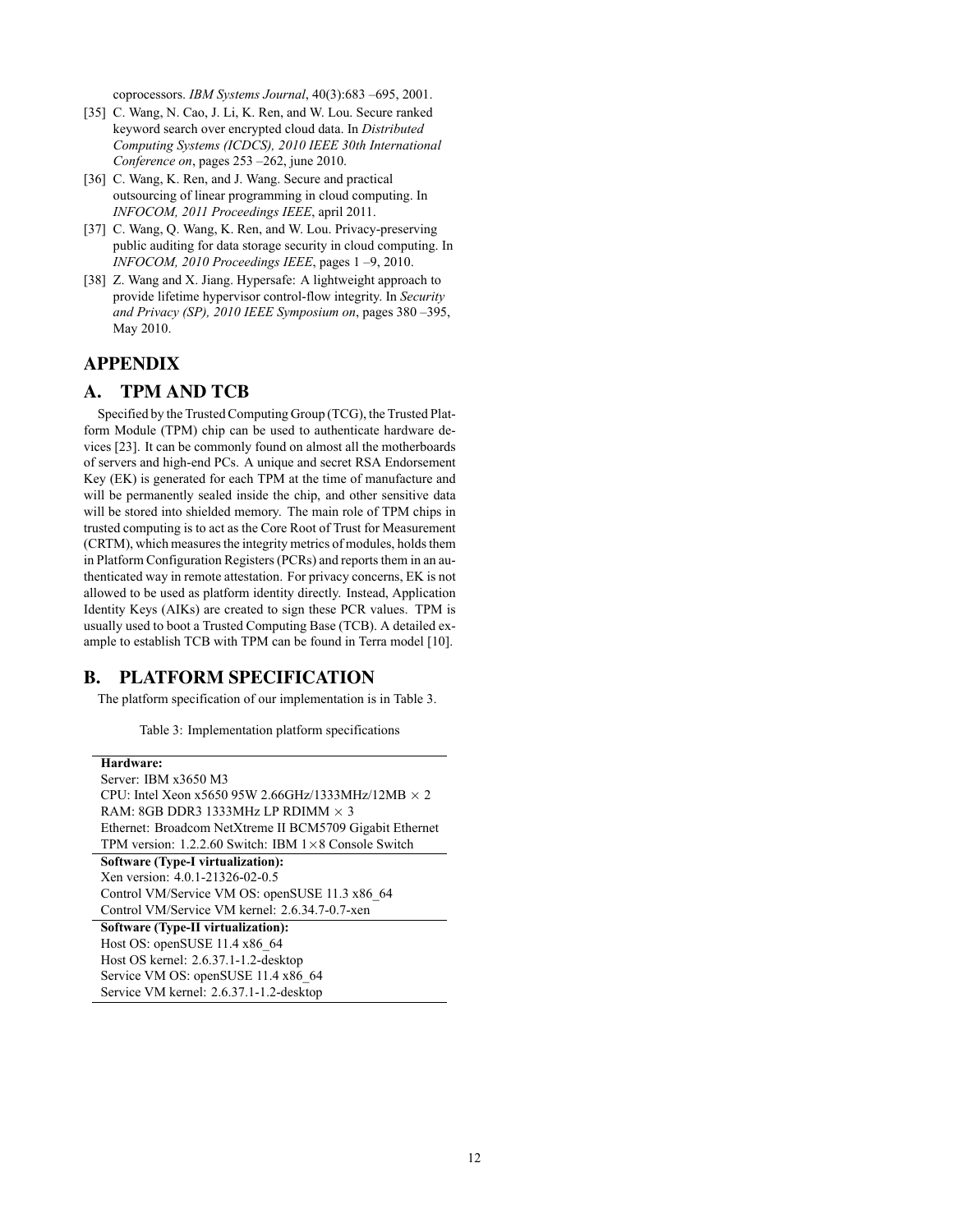coprocessors. *IBM Systems Journal*, 40(3):683 –695, 2001.

[35] C. Wang, N. Cao, J. Li, K. Ren, and W. Lou. Secure ranked keyword search over encrypted cloud data. In *Distributed Computing Systems (ICDCS), 2010 IEEE 30th International Conference on*, pages 253 –262, june 2010.

[36] C. Wang, K. Ren, and J. Wang. Secure and practical outsourcing of linear programming in cloud computing. In *INFOCOM, 2011 Proceedings IEEE*, april 2011.

[37] C. Wang, Q. Wang, K. Ren, and W. Lou. Privacy-preserving public auditing for data storage security in cloud computing. In *INFOCOM, 2010 Proceedings IEEE*, pages 1 –9, 2010.

[38] Z. Wang and X. Jiang. Hypersafe: A lightweight approach to provide lifetime hypervisor control-flow integrity. In *Security and Privacy (SP), 2010 IEEE Symposium on*, pages 380 –395, May 2010.

# APPENDIX

## A. TPM AND TCB

Specified by the Trusted Computing Group (TCG), the Trusted Platform Module (TPM) chip can be used to authenticate hardware devices [23]. It can be commonly found on almost all the motherboards of servers and high-end PCs. A unique and secret RSA Endorsement Key (EK) is generated for each TPM at the time of manufacture and will be permanently sealed inside the chip, and other sensitive data will be stored into shielded memory. The main role of TPM chips in trusted computing is to act as the Core Root of Trust for Measurement (CRTM), which measures the integrity metrics of modules, holds them in Platform Configuration Registers (PCRs) and reports them in an authenticated way in remote attestation. For privacy concerns, EK is not allowed to be used as platform identity directly. Instead, Application Identity Keys (AIKs) are created to sign these PCR values. TPM is usually used to boot a Trusted Computing Base (TCB). A detailed example to establish TCB with TPM can be found in Terra model [10].

## B. PLATFORM SPECIFICATION

The platform specification of our implementation is in Table 3.

Table 3: Implementation platform specifications

| |
|---|
| **Hardware:** |
| Server: IBM x3650 M3 |
| CPU: Intel Xeon x5650 95W 2.66GHz/1333MHz/12MB $\times$ 2 |
| RAM: 8GB DDR3 1333MHz LP RDIMM $\times$ 3 |
| Ethernet: Broadcom NetXtreme II BCM5709 Gigabit Ethernet |
| TPM version: 1.2.2.60 Switch: IBM 1$\times$8 Console Switch |
| **Software (Type-I virtualization):** |
| Xen version: 4.0.1-21326-02-0.5 |
| Control VM/Service VM OS: openSUSE 11.3 x86_64 |
| Control VM/Service VM kernel: 2.6.34.7-0.7-xen |
| **Software (Type-II virtualization):** |
| Host OS: openSUSE 11.4 x86_64 |
| Host OS kernel: 2.6.37.1-1.2-desktop |
| Service VM OS: openSUSE 11.4 x86_64 |
| Service VM kernel: 2.6.37.1-1.2-desktop |